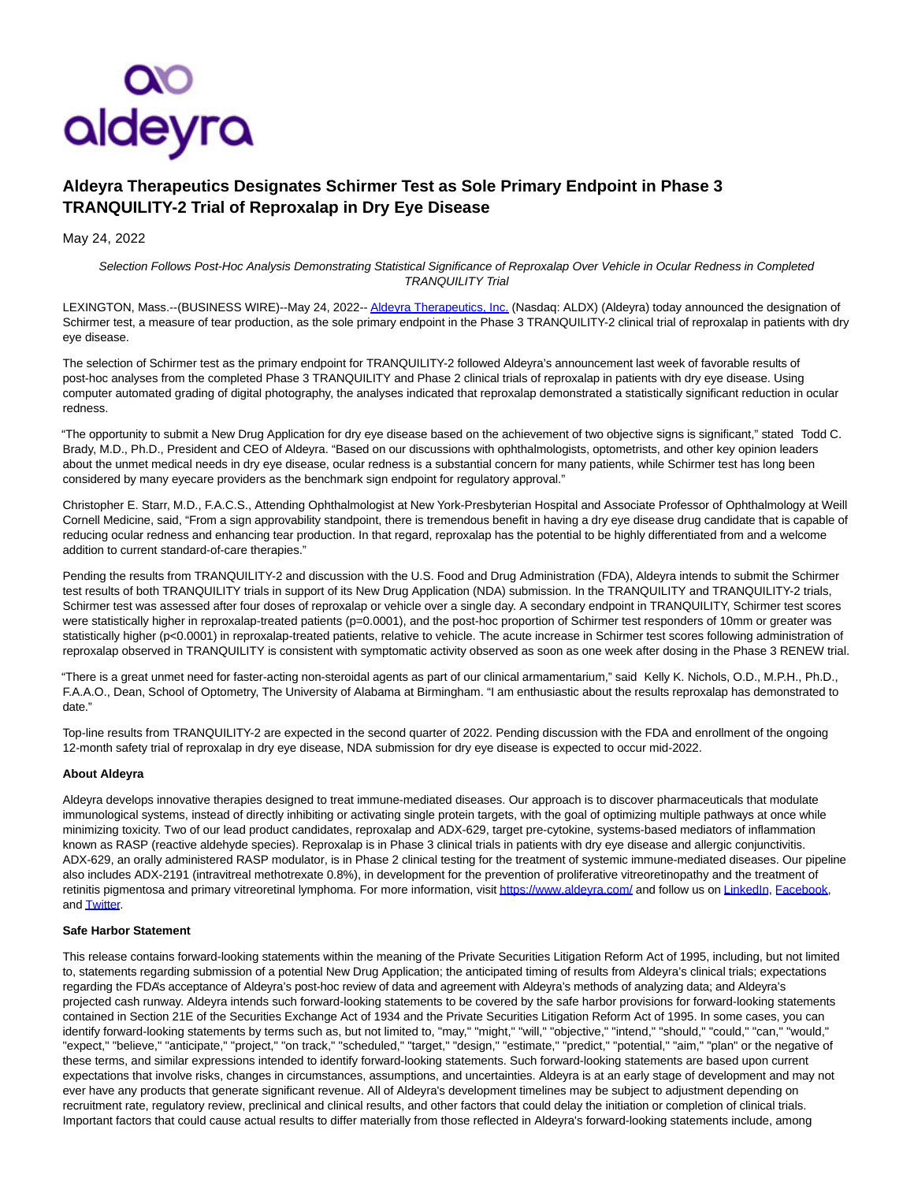# Aldeyra Therapeutics Designates Schirmer Test as Sole Primary Endpoint in Phase 3 TRANQUILITY-2 Trial of Reproxalap in Dry Eye Disease

May 24, 2022

*Selection Follows Post-Hoc Analysis Demonstrating Statistical Significance of Reproxalap Over Vehicle in Ocular Redness in Completed TRANQUILITY Trial*

LEXINGTON, Mass.--(BUSINESS WIRE)--May 24, 2022-- Aldeyra Therapeutics, Inc. (Nasdaq: ALDX) (Aldeyra) today announced the designation of Schirmer test, a measure of tear production, as the sole primary endpoint in the Phase 3 TRANQUILITY-2 clinical trial of reproxalap in patients with dry eye disease.

The selection of Schirmer test as the primary endpoint for TRANQUILITY-2 followed Aldeyra's announcement last week of favorable results of post-hoc analyses from the completed Phase 3 TRANQUILITY and Phase 2 clinical trials of reproxalap in patients with dry eye disease. Using computer automated grading of digital photography, the analyses indicated that reproxalap demonstrated a statistically significant reduction in ocular redness.

"The opportunity to submit a New Drug Application for dry eye disease based on the achievement of two objective signs is significant," stated Todd C. Brady, M.D., Ph.D., President and CEO of Aldeyra. "Based on our discussions with ophthalmologists, optometrists, and other key opinion leaders about the unmet medical needs in dry eye disease, ocular redness is a substantial concern for many patients, while Schirmer test has long been considered by many eyecare providers as the benchmark sign endpoint for regulatory approval."

Christopher E. Starr, M.D., F.A.C.S., Attending Ophthalmologist at New York-Presbyterian Hospital and Associate Professor of Ophthalmology at Weill Cornell Medicine, said, "From a sign approvability standpoint, there is tremendous benefit in having a dry eye disease drug candidate that is capable of reducing ocular redness and enhancing tear production. In that regard, reproxalap has the potential to be highly differentiated from and a welcome addition to current standard-of-care therapies."

Pending the results from TRANQUILITY-2 and discussion with the U.S. Food and Drug Administration (FDA), Aldeyra intends to submit the Schirmer test results of both TRANQUILITY trials in support of its New Drug Application (NDA) submission. In the TRANQUILITY and TRANQUILITY-2 trials, Schirmer test was assessed after four doses of reproxalap or vehicle over a single day. A secondary endpoint in TRANQUILITY, Schirmer test scores were statistically higher in reproxalap-treated patients ($p=0.0001$), and the post-hoc proportion of Schirmer test responders of 10mm or greater was statistically higher ($p<0.0001$) in reproxalap-treated patients, relative to vehicle. The acute increase in Schirmer test scores following administration of reproxalap observed in TRANQUILITY is consistent with symptomatic activity observed as soon as one week after dosing in the Phase 3 RENEW trial.

"There is a great unmet need for faster-acting non-steroidal agents as part of our clinical armamentarium," said Kelly K. Nichols, O.D., M.P.H., Ph.D., F.A.A.O., Dean, School of Optometry, The University of Alabama at Birmingham. "I am enthusiastic about the results reproxalap has demonstrated to date."

Top-line results from TRANQUILITY-2 are expected in the second quarter of 2022. Pending discussion with the FDA and enrollment of the ongoing 12-month safety trial of reproxalap in dry eye disease, NDA submission for dry eye disease is expected to occur mid-2022.

**About Aldeyra**

Aldeyra develops innovative therapies designed to treat immune-mediated diseases. Our approach is to discover pharmaceuticals that modulate immunological systems, instead of directly inhibiting or activating single protein targets, with the goal of optimizing multiple pathways at once while minimizing toxicity. Two of our lead product candidates, reproxalap and ADX-629, target pre-cytokine, systems-based mediators of inflammation known as RASP (reactive aldehyde species). Reproxalap is in Phase 3 clinical trials in patients with dry eye disease and allergic conjunctivitis. ADX-629, an orally administered RASP modulator, is in Phase 2 clinical testing for the treatment of systemic immune-mediated diseases. Our pipeline also includes ADX-2191 (intravitreal methotrexate 0.8%), in development for the prevention of proliferative vitreoretinopathy and the treatment of retinitis pigmentosa and primary vitreoretinal lymphoma. For more information, visit https://www.aldeyra.com/ and follow us on LinkedIn, Facebook, and Twitter.

**Safe Harbor Statement**

This release contains forward-looking statements within the meaning of the Private Securities Litigation Reform Act of 1995, including, but not limited to, statements regarding submission of a potential New Drug Application; the anticipated timing of results from Aldeyra's clinical trials; expectations regarding the FDA's acceptance of Aldeyra's post-hoc review of data and agreement with Aldeyra's methods of analyzing data; and Aldeyra's projected cash runway. Aldeyra intends such forward-looking statements to be covered by the safe harbor provisions for forward-looking statements contained in Section 21E of the Securities Exchange Act of 1934 and the Private Securities Litigation Reform Act of 1995. In some cases, you can identify forward-looking statements by terms such as, but not limited to, "may," "might," "will," "objective," "intend," "should," "could," "can," "would," "expect," "believe," "anticipate," "project," "on track," "scheduled," "target," "design," "estimate," "predict," "potential," "aim," "plan" or the negative of these terms, and similar expressions intended to identify forward-looking statements. Such forward-looking statements are based upon current expectations that involve risks, changes in circumstances, assumptions, and uncertainties. Aldeyra is at an early stage of development and may not ever have any products that generate significant revenue. All of Aldeyra's development timelines may be subject to adjustment depending on recruitment rate, regulatory review, preclinical and clinical results, and other factors that could delay the initiation or completion of clinical trials. Important factors that could cause actual results to differ materially from those reflected in Aldeyra's forward-looking statements include, among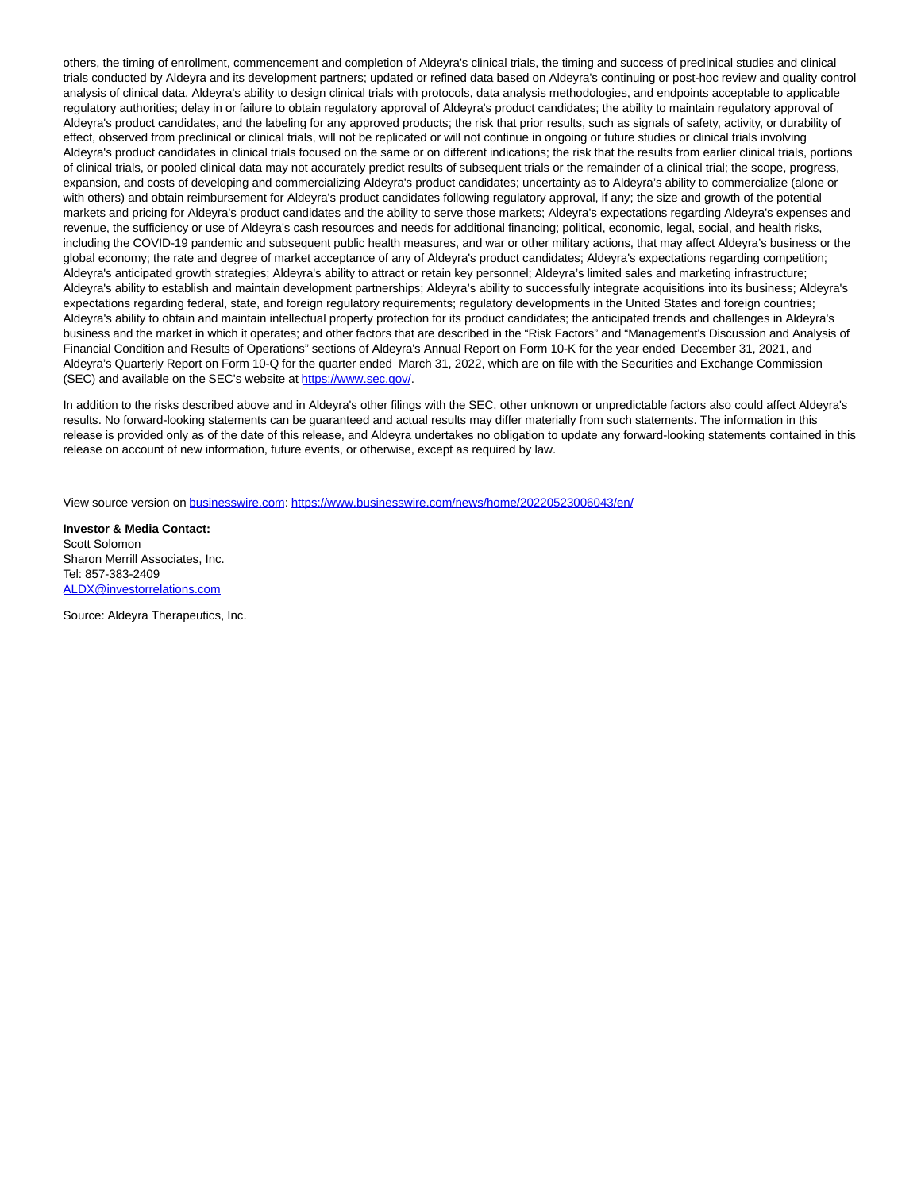others, the timing of enrollment, commencement and completion of Aldeyra's clinical trials, the timing and success of preclinical studies and clinical trials conducted by Aldeyra and its development partners; updated or refined data based on Aldeyra's continuing or post-hoc review and quality control analysis of clinical data, Aldeyra's ability to design clinical trials with protocols, data analysis methodologies, and endpoints acceptable to applicable regulatory authorities; delay in or failure to obtain regulatory approval of Aldeyra's product candidates; the ability to maintain regulatory approval of Aldeyra's product candidates, and the labeling for any approved products; the risk that prior results, such as signals of safety, activity, or durability of effect, observed from preclinical or clinical trials, will not be replicated or will not continue in ongoing or future studies or clinical trials involving Aldeyra's product candidates in clinical trials focused on the same or on different indications; the risk that the results from earlier clinical trials, portions of clinical trials, or pooled clinical data may not accurately predict results of subsequent trials or the remainder of a clinical trial; the scope, progress, expansion, and costs of developing and commercializing Aldeyra's product candidates; uncertainty as to Aldeyra's ability to commercialize (alone or with others) and obtain reimbursement for Aldeyra's product candidates following regulatory approval, if any; the size and growth of the potential markets and pricing for Aldeyra's product candidates and the ability to serve those markets; Aldeyra's expectations regarding Aldeyra's expenses and revenue, the sufficiency or use of Aldeyra's cash resources and needs for additional financing; political, economic, legal, social, and health risks, including the COVID-19 pandemic and subsequent public health measures, and war or other military actions, that may affect Aldeyra's business or the global economy; the rate and degree of market acceptance of any of Aldeyra's product candidates; Aldeyra's expectations regarding competition; Aldeyra's anticipated growth strategies; Aldeyra's ability to attract or retain key personnel; Aldeyra's limited sales and marketing infrastructure; Aldeyra's ability to establish and maintain development partnerships; Aldeyra's ability to successfully integrate acquisitions into its business; Aldeyra's expectations regarding federal, state, and foreign regulatory requirements; regulatory developments in the United States and foreign countries; Aldeyra's ability to obtain and maintain intellectual property protection for its product candidates; the anticipated trends and challenges in Aldeyra's business and the market in which it operates; and other factors that are described in the "Risk Factors" and "Management's Discussion and Analysis of Financial Condition and Results of Operations" sections of Aldeyra's Annual Report on Form 10-K for the year ended December 31, 2021, and Aldeyra's Quarterly Report on Form 10-Q for the quarter ended March 31, 2022, which are on file with the Securities and Exchange Commission (SEC) and available on the SEC's website at https://www.sec.gov/.

In addition to the risks described above and in Aldeyra's other filings with the SEC, other unknown or unpredictable factors also could affect Aldeyra's results. No forward-looking statements can be guaranteed and actual results may differ materially from such statements. The information in this release is provided only as of the date of this release, and Aldeyra undertakes no obligation to update any forward-looking statements contained in this release on account of new information, future events, or otherwise, except as required by law.

View source version on businesswire.com: https://www.businesswire.com/news/home/20220523006043/en/

**Investor & Media Contact:**
Scott Solomon
Sharon Merrill Associates, Inc.
Tel: 857-383-2409
ALDX@investorrelations.com

Source: Aldeyra Therapeutics, Inc.